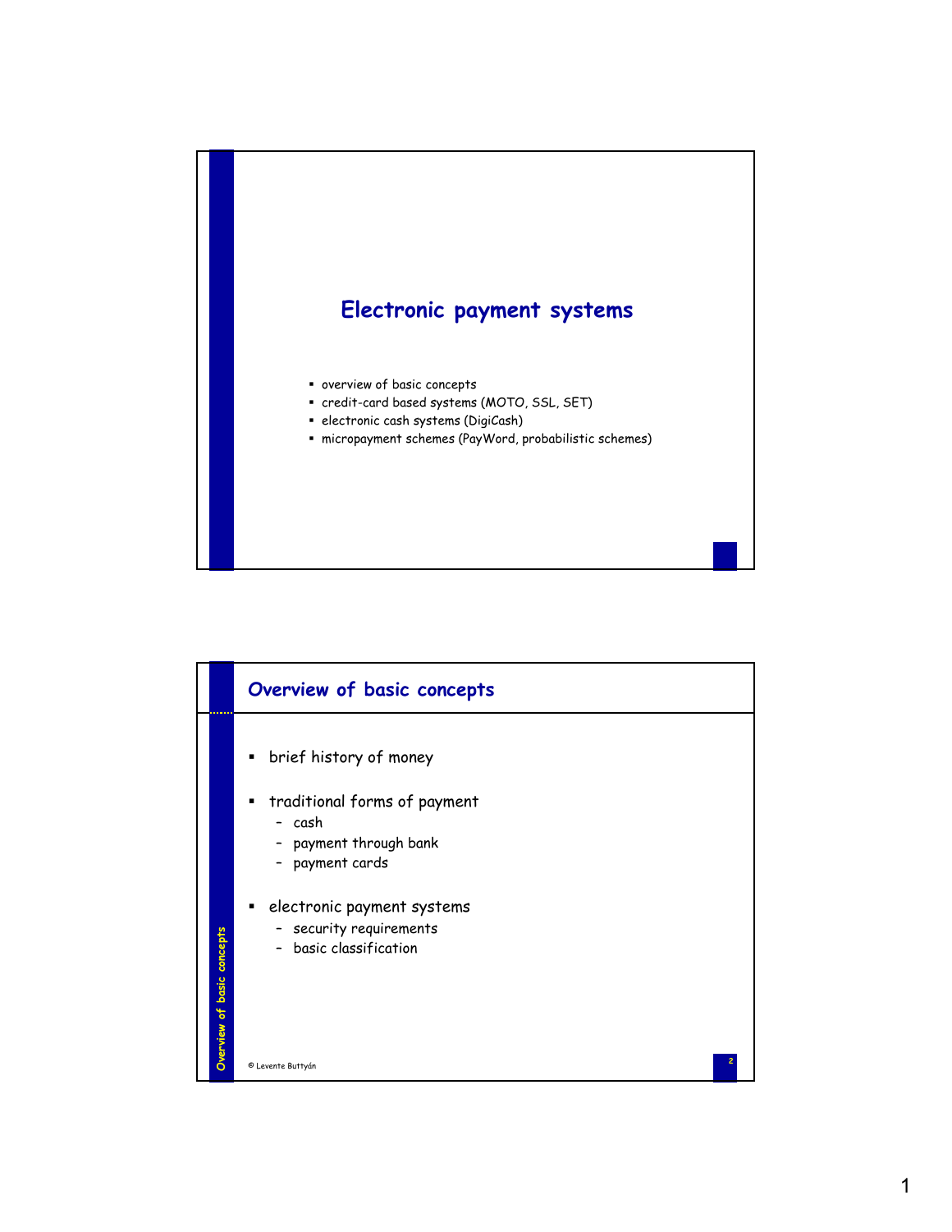# Electronic payment systems

- overview of basic concepts
- credit-card based systems (MOTO, SSL, SET)
- electronic cash systems (DigiCash)
- micropayment schemes (PayWord, probabilistic schemes)

## Overview of basic concepts

- brief history of money
- traditional forms of payment
  - cash
  - payment through bank
  - payment cards
- electronic payment systems
  - security requirements
  - basic classification

© Levente Buttyán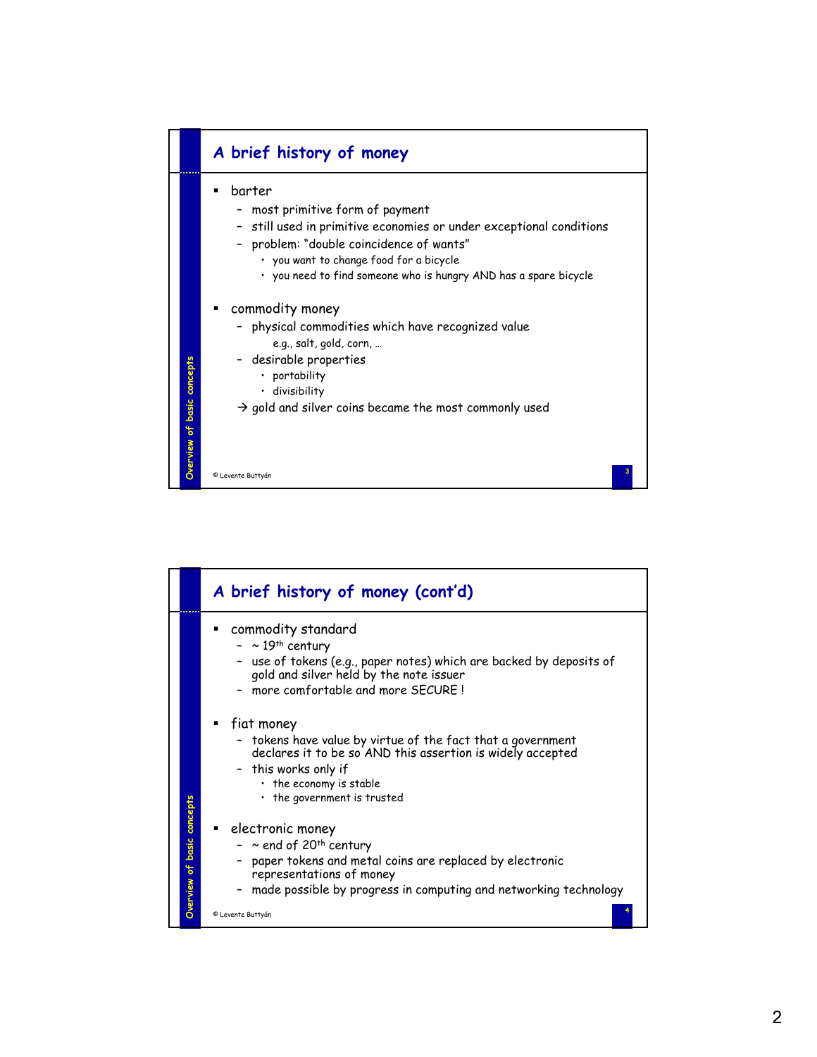## A brief history of money

- barter
  - most primitive form of payment
  - still used in primitive economies or under exceptional conditions
  - problem: "double coincidence of wants"
    - you want to change food for a bicycle
    - you need to find someone who is hungry AND has a spare bicycle
- commodity money
  - physical commodities which have recognized value
    
    e.g., salt, gold, corn, …
  - desirable properties
    - portability
    - divisibility
  
  → gold and silver coins became the most commonly used

## A brief history of money (cont'd)

- commodity standard
  - ~ 19th century
  - use of tokens (e.g., paper notes) which are backed by deposits of gold and silver held by the note issuer
  - more comfortable and more SECURE !
- fiat money
  - tokens have value by virtue of the fact that a government declares it to be so AND this assertion is widely accepted
  - this works only if
    - the economy is stable
    - the government is trusted
- electronic money
  - ~ end of 20th century
  - paper tokens and metal coins are replaced by electronic representations of money
  - made possible by progress in computing and networking technology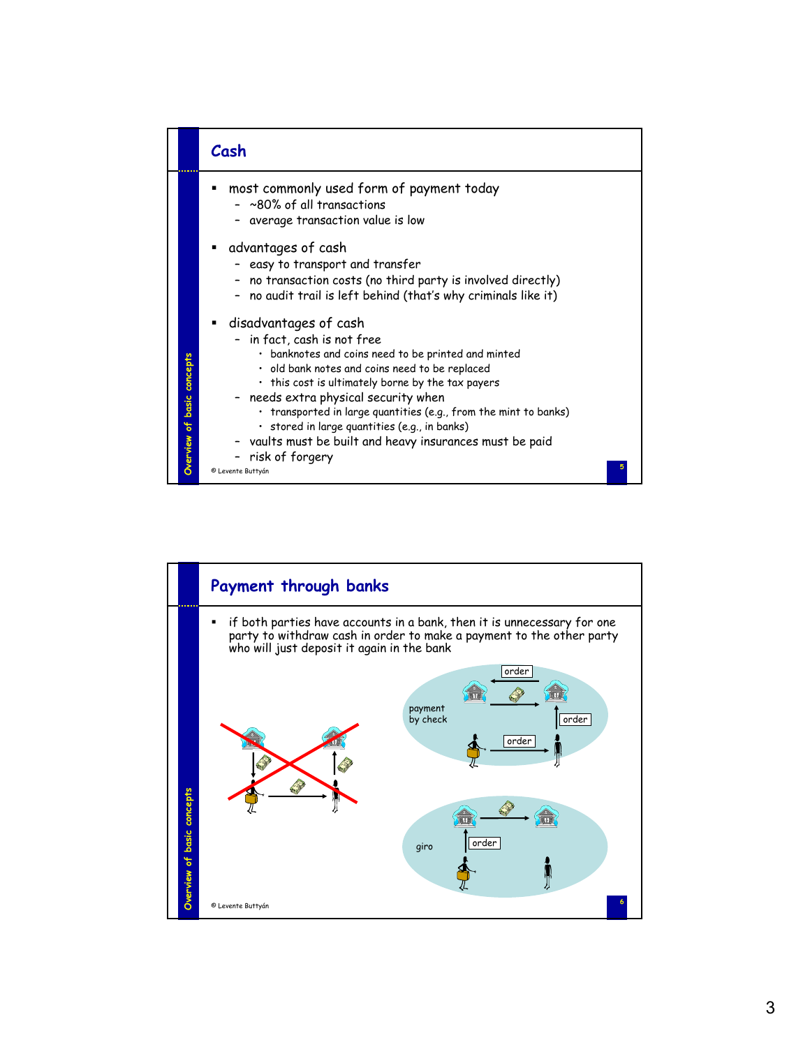## Cash

- most commonly used form of payment today
  - ~80% of all transactions
  - average transaction value is low
- advantages of cash
  - easy to transport and transfer
  - no transaction costs (no third party is involved directly)
  - no audit trail is left behind (that's why criminals like it)
- disadvantages of cash
  - in fact, cash is not free
    - banknotes and coins need to be printed and minted
    - old bank notes and coins need to be replaced
    - this cost is ultimately borne by the tax payers
  - needs extra physical security when
    - transported in large quantities (e.g., from the mint to banks)
    - stored in large quantities (e.g., in banks)
  - vaults must be built and heavy insurances must be paid
  - risk of forgery

## Payment through banks

- if both parties have accounts in a bank, then it is unnecessary for one party to withdraw cash in order to make a payment to the other party who will just deposit it again in the bank

payment by check

order

order

order

giro

order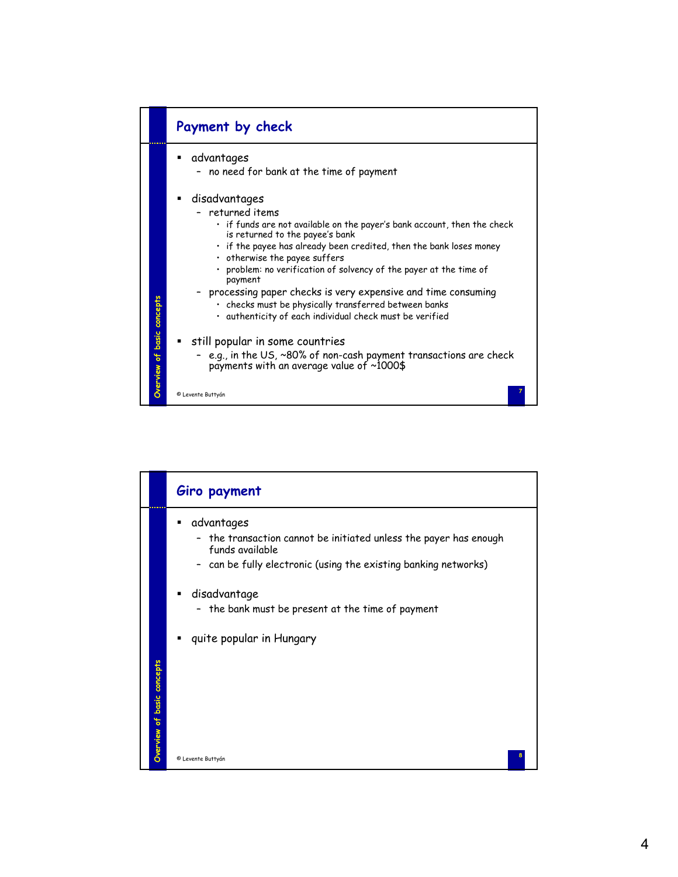## Payment by check

- advantages
  - no need for bank at the time of payment
- disadvantages
  - returned items
    - if funds are not available on the payer's bank account, then the check is returned to the payee's bank
    - if the payee has already been credited, then the bank loses money
    - otherwise the payee suffers
    - problem: no verification of solvency of the payer at the time of payment
  - processing paper checks is very expensive and time consuming
    - checks must be physically transferred between banks
    - authenticity of each individual check must be verified
- still popular in some countries
  - e.g., in the US, ~80% of non-cash payment transactions are check payments with an average value of ~1000$

## Giro payment

- advantages
  - the transaction cannot be initiated unless the payer has enough funds available
  - can be fully electronic (using the existing banking networks)
- disadvantage
  - the bank must be present at the time of payment
- quite popular in Hungary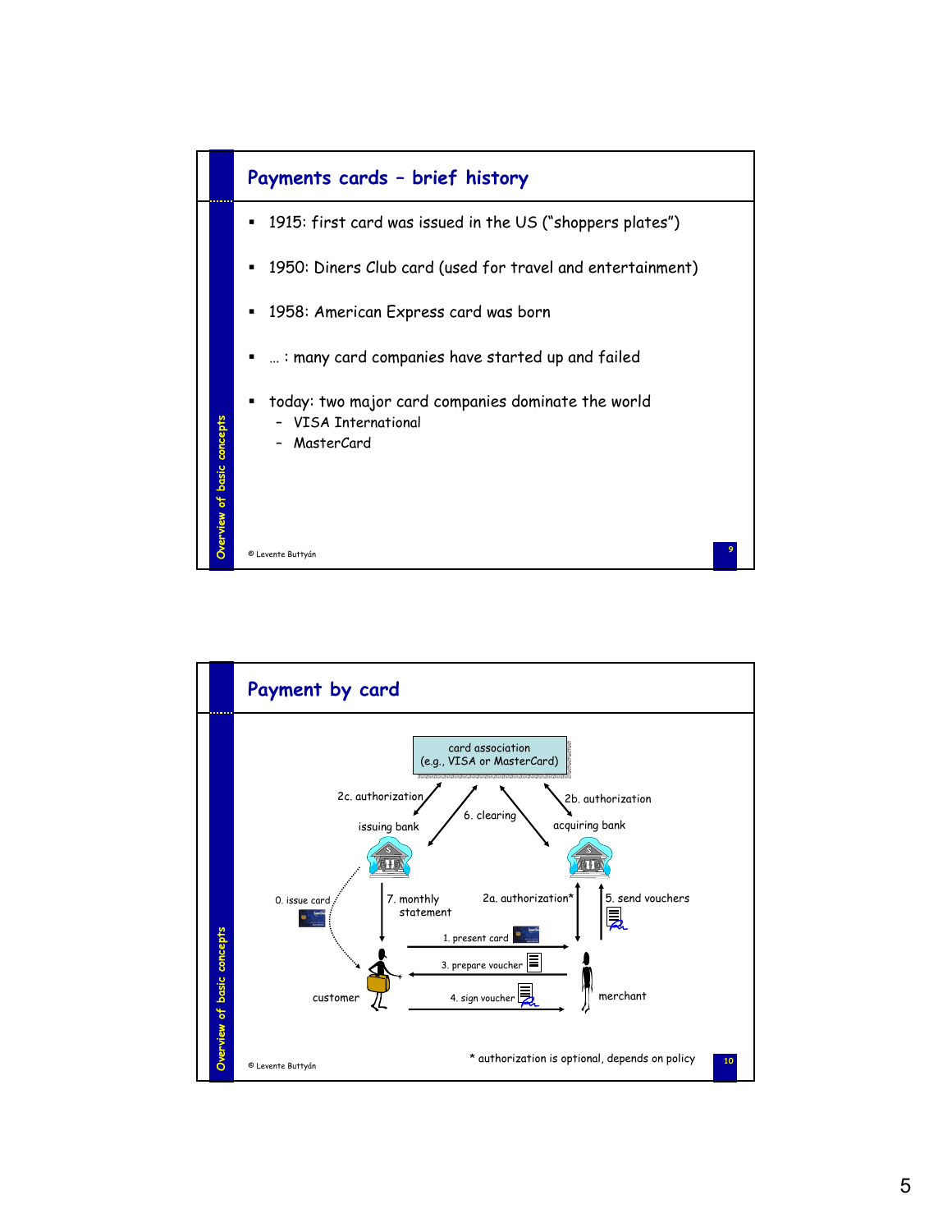## Payments cards – brief history

- 1915: first card was issued in the US ("shoppers plates")
- 1950: Diners Club card (used for travel and entertainment)
- 1958: American Express card was born
- … : many card companies have started up and failed
- today: two major card companies dominate the world
  - VISA International
  - MasterCard

## Payment by card

card association (e.g., VISA or MasterCard)

2c. authorization

2b. authorization

6. clearing

issuing bank

acquiring bank

0. issue card

7. monthly statement

2a. authorization*

5. send vouchers

1. present card

3. prepare voucher

4. sign voucher

customer

merchant

\* authorization is optional, depends on policy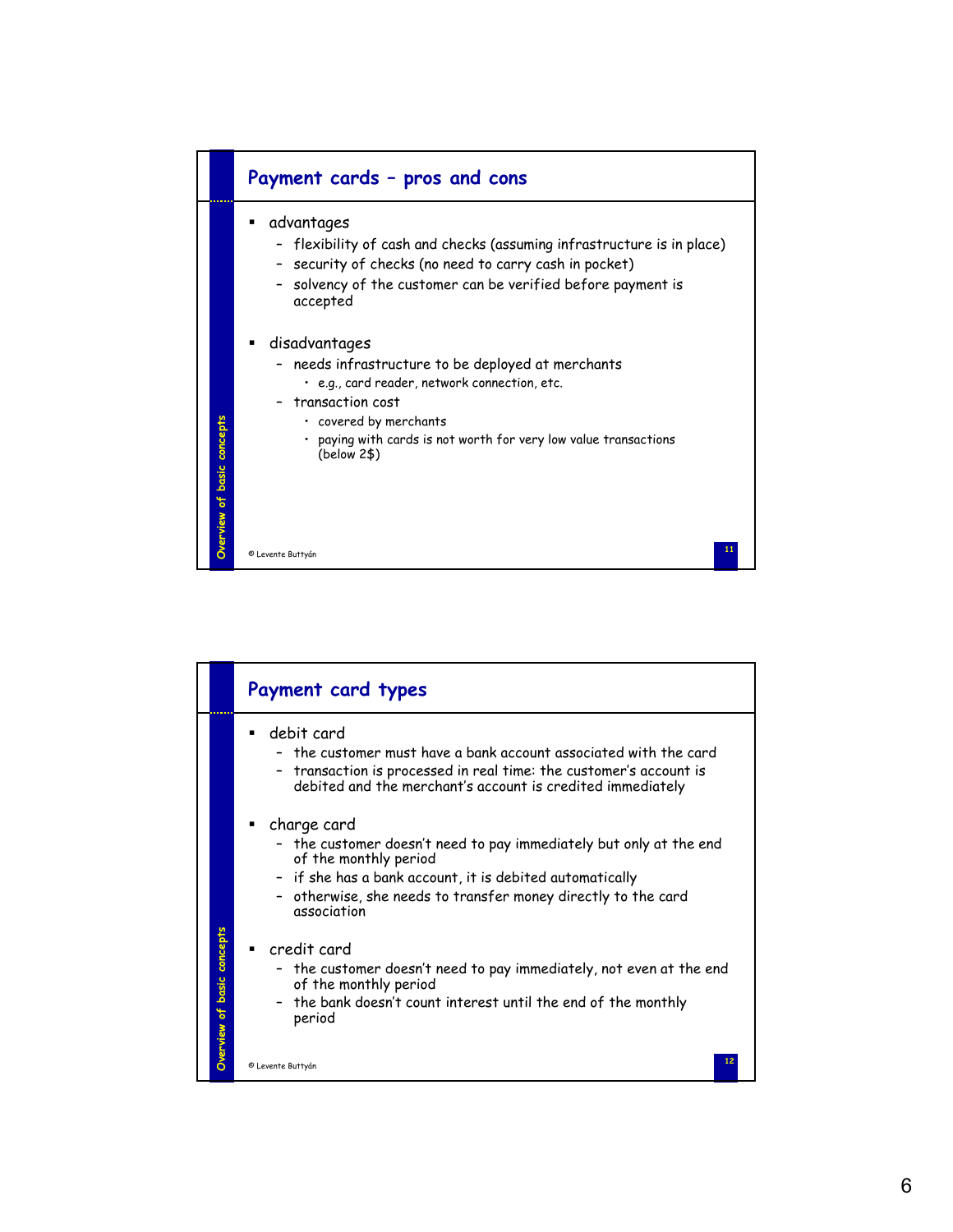## Payment cards – pros and cons

- advantages
  - flexibility of cash and checks (assuming infrastructure is in place)
  - security of checks (no need to carry cash in pocket)
  - solvency of the customer can be verified before payment is accepted
- disadvantages
  - needs infrastructure to be deployed at merchants
    - e.g., card reader, network connection, etc.
  - transaction cost
    - covered by merchants
    - paying with cards is not worth for very low value transactions (below 2$)

© Levente Buttyán

## Payment card types

- debit card
  - the customer must have a bank account associated with the card
  - transaction is processed in real time: the customer's account is debited and the merchant's account is credited immediately
- charge card
  - the customer doesn't need to pay immediately but only at the end of the monthly period
  - if she has a bank account, it is debited automatically
  - otherwise, she needs to transfer money directly to the card association
- credit card
  - the customer doesn't need to pay immediately, not even at the end of the monthly period
  - the bank doesn't count interest until the end of the monthly period

© Levente Buttyán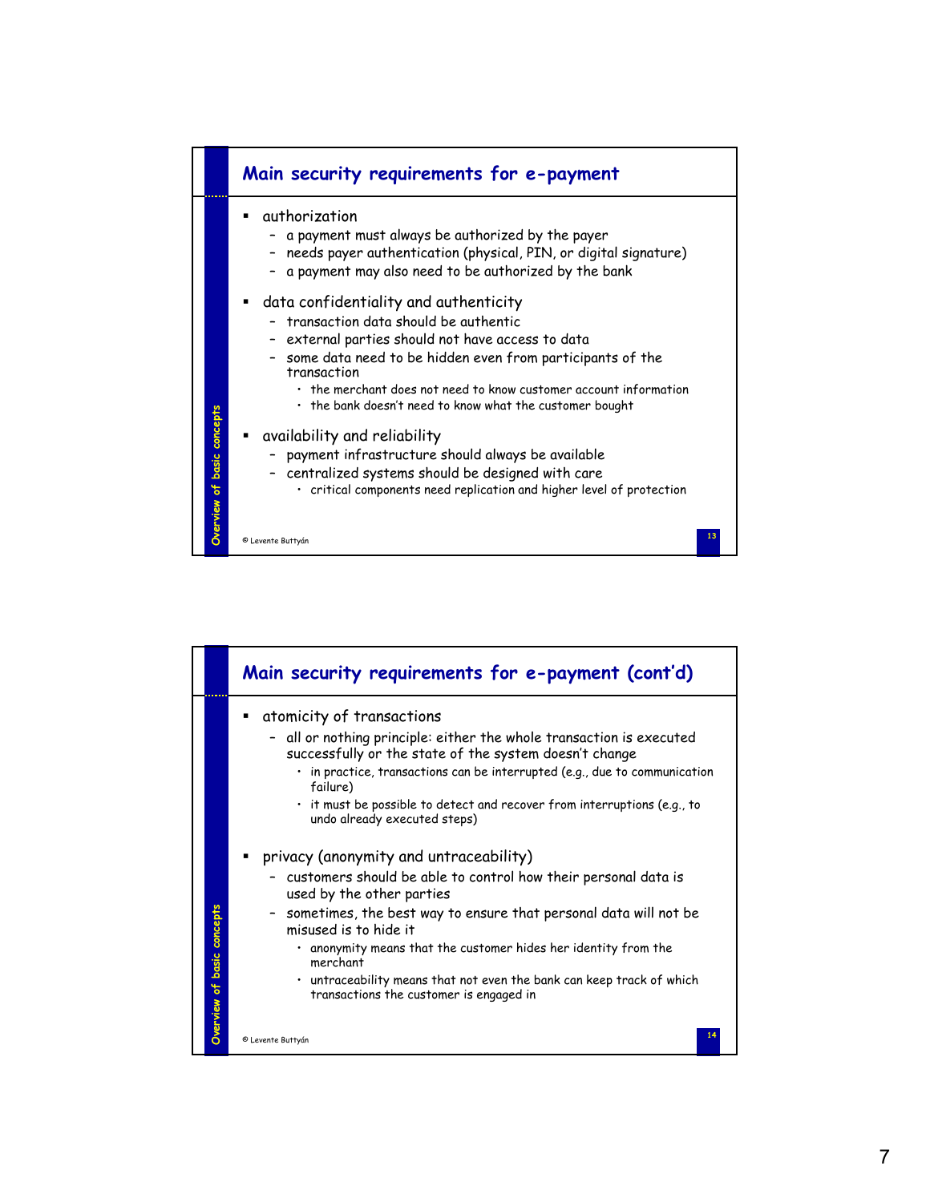## Main security requirements for e-payment

- authorization
  - a payment must always be authorized by the payer
  - needs payer authentication (physical, PIN, or digital signature)
  - a payment may also need to be authorized by the bank
- data confidentiality and authenticity
  - transaction data should be authentic
  - external parties should not have access to data
  - some data need to be hidden even from participants of the transaction
    - the merchant does not need to know customer account information
    - the bank doesn't need to know what the customer bought
- availability and reliability
  - payment infrastructure should always be available
  - centralized systems should be designed with care
    - critical components need replication and higher level of protection

## Main security requirements for e-payment (cont'd)

- atomicity of transactions
  - all or nothing principle: either the whole transaction is executed successfully or the state of the system doesn't change
    - in practice, transactions can be interrupted (e.g., due to communication failure)
    - it must be possible to detect and recover from interruptions (e.g., to undo already executed steps)
- privacy (anonymity and untraceability)
  - customers should be able to control how their personal data is used by the other parties
  - sometimes, the best way to ensure that personal data will not be misused is to hide it
    - anonymity means that the customer hides her identity from the merchant
    - untraceability means that not even the bank can keep track of which transactions the customer is engaged in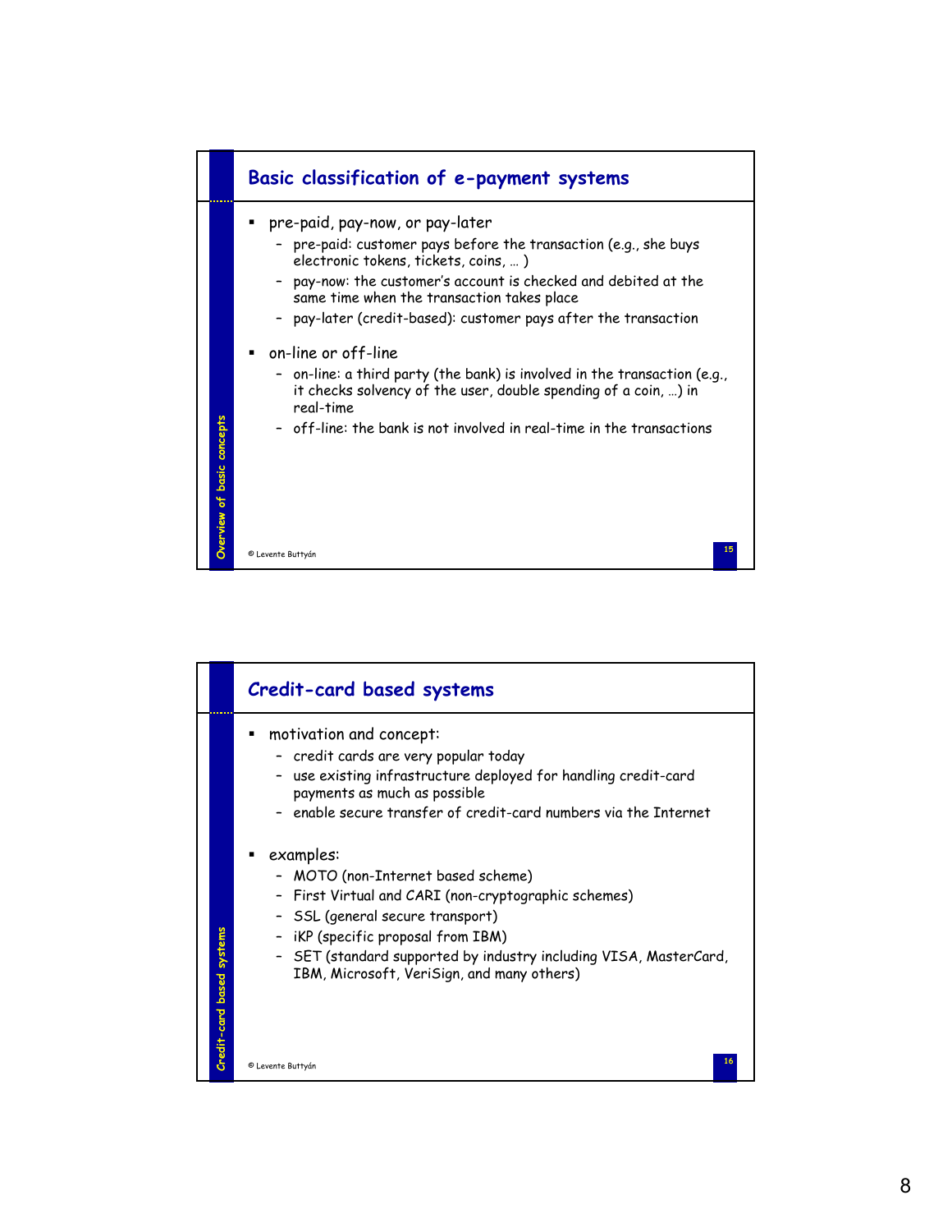## Basic classification of e-payment systems

- pre-paid, pay-now, or pay-later
  - pre-paid: customer pays before the transaction (e.g., she buys electronic tokens, tickets, coins, … )
  - pay-now: the customer's account is checked and debited at the same time when the transaction takes place
  - pay-later (credit-based): customer pays after the transaction
- on-line or off-line
  - on-line: a third party (the bank) is involved in the transaction (e.g., it checks solvency of the user, double spending of a coin, …) in real-time
  - off-line: the bank is not involved in real-time in the transactions

## Credit-card based systems

- motivation and concept:
  - credit cards are very popular today
  - use existing infrastructure deployed for handling credit-card payments as much as possible
  - enable secure transfer of credit-card numbers via the Internet
- examples:
  - MOTO (non-Internet based scheme)
  - First Virtual and CARI (non-cryptographic schemes)
  - SSL (general secure transport)
  - iKP (specific proposal from IBM)
  - SET (standard supported by industry including VISA, MasterCard, IBM, Microsoft, VeriSign, and many others)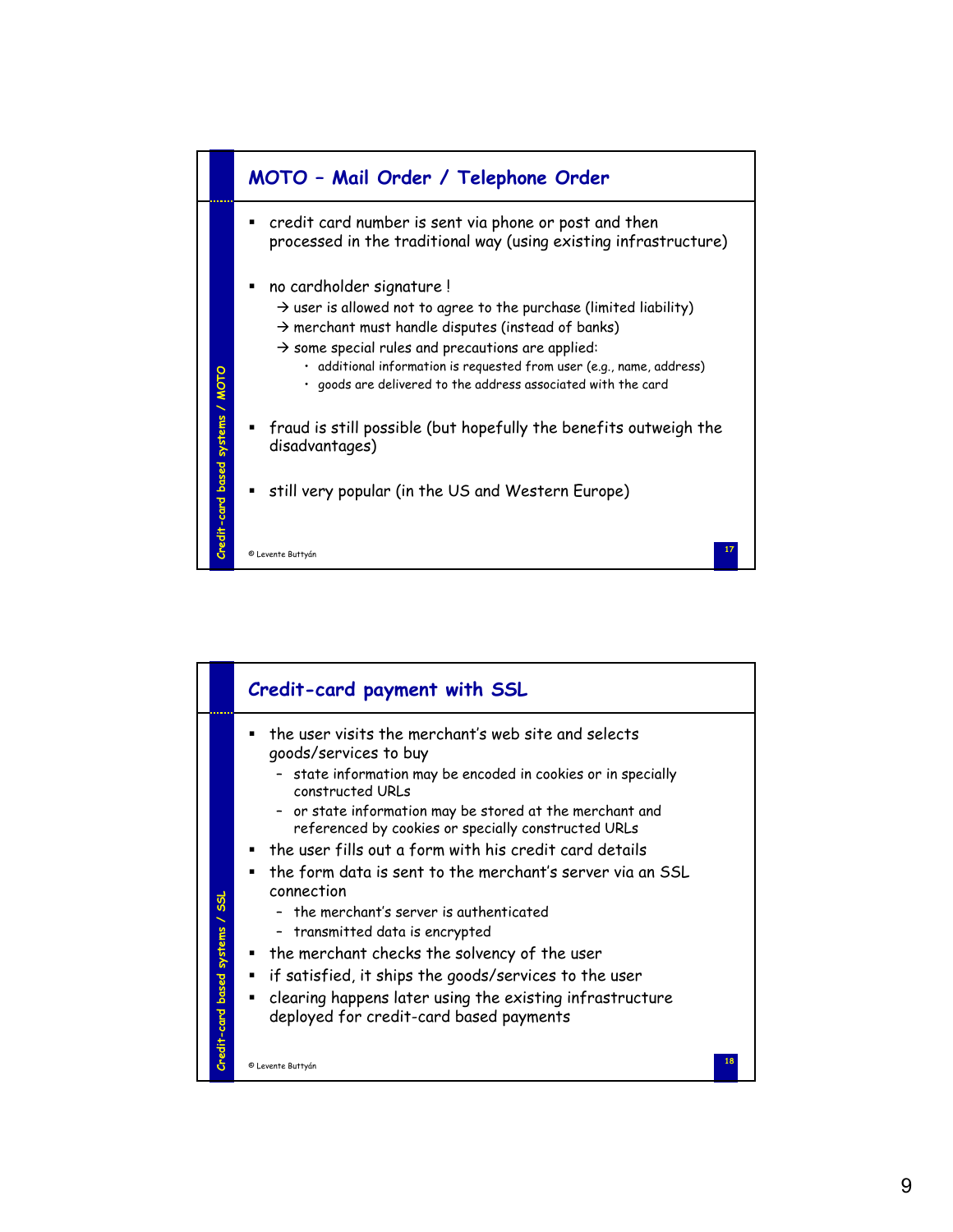## MOTO – Mail Order / Telephone Order

- credit card number is sent via phone or post and then processed in the traditional way (using existing infrastructure)
- no cardholder signature !
  → user is allowed not to agree to the purchase (limited liability)
  → merchant must handle disputes (instead of banks)
  → some special rules and precautions are applied:
    - additional information is requested from user (e.g., name, address)
    - goods are delivered to the address associated with the card
- fraud is still possible (but hopefully the benefits outweigh the disadvantages)
- still very popular (in the US and Western Europe)

## Credit-card payment with SSL

- the user visits the merchant's web site and selects goods/services to buy
  - state information may be encoded in cookies or in specially constructed URLs
  - or state information may be stored at the merchant and referenced by cookies or specially constructed URLs
- the user fills out a form with his credit card details
- the form data is sent to the merchant's server via an SSL connection
  - the merchant's server is authenticated
  - transmitted data is encrypted
- the merchant checks the solvency of the user
- if satisfied, it ships the goods/services to the user
- clearing happens later using the existing infrastructure deployed for credit-card based payments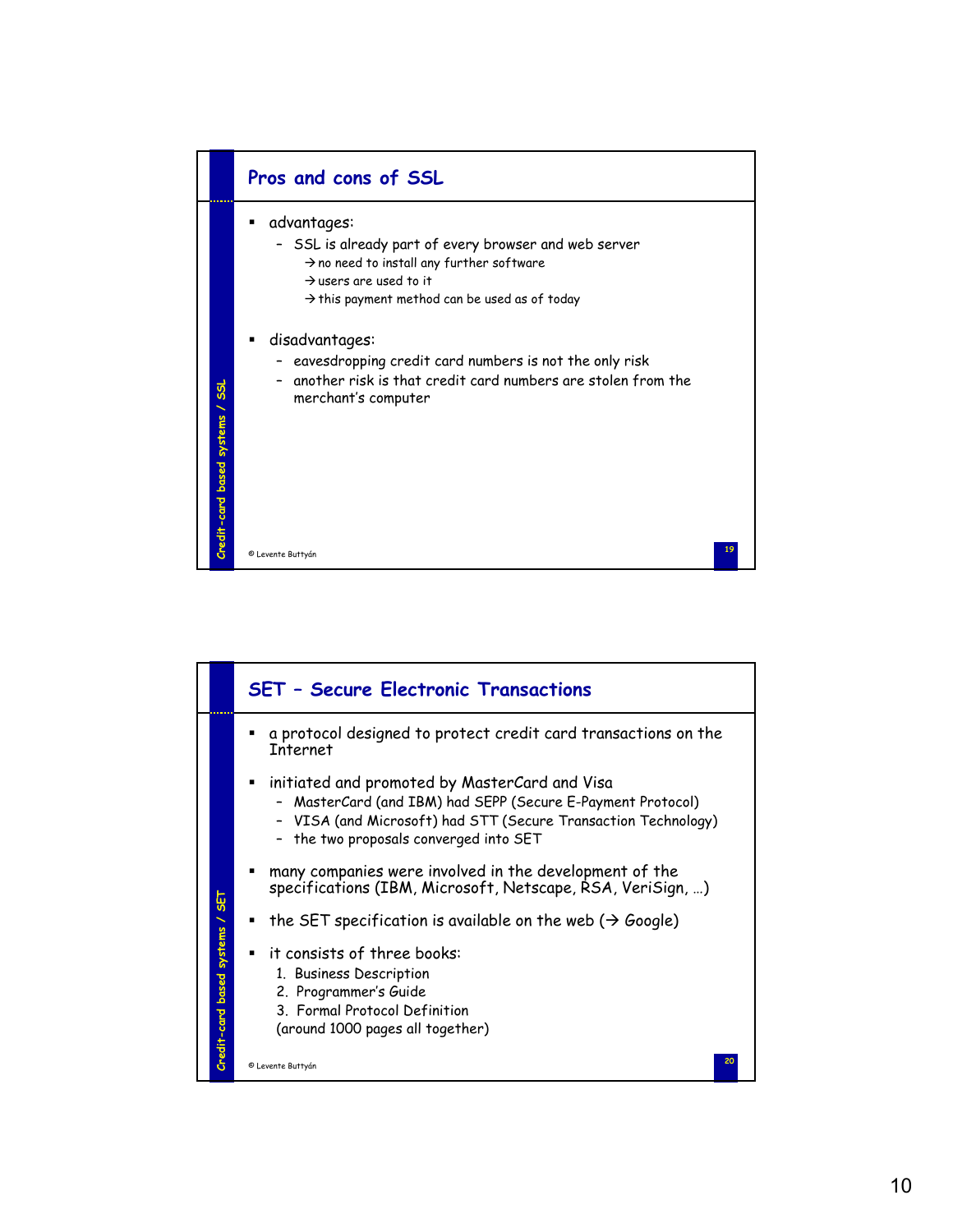## Pros and cons of SSL

- advantages:
  - SSL is already part of every browser and web server
    - → no need to install any further software
    - → users are used to it
    - → this payment method can be used as of today
- disadvantages:
  - eavesdropping credit card numbers is not the only risk
  - another risk is that credit card numbers are stolen from the merchant's computer

## SET – Secure Electronic Transactions

- a protocol designed to protect credit card transactions on the Internet
- initiated and promoted by MasterCard and Visa
  - MasterCard (and IBM) had SEPP (Secure E-Payment Protocol)
  - VISA (and Microsoft) had STT (Secure Transaction Technology)
  - the two proposals converged into SET
- many companies were involved in the development of the specifications (IBM, Microsoft, Netscape, RSA, VeriSign, …)
- the SET specification is available on the web (→ Google)
- it consists of three books:
  1. Business Description
  2. Programmer's Guide
  3. Formal Protocol Definition

  (around 1000 pages all together)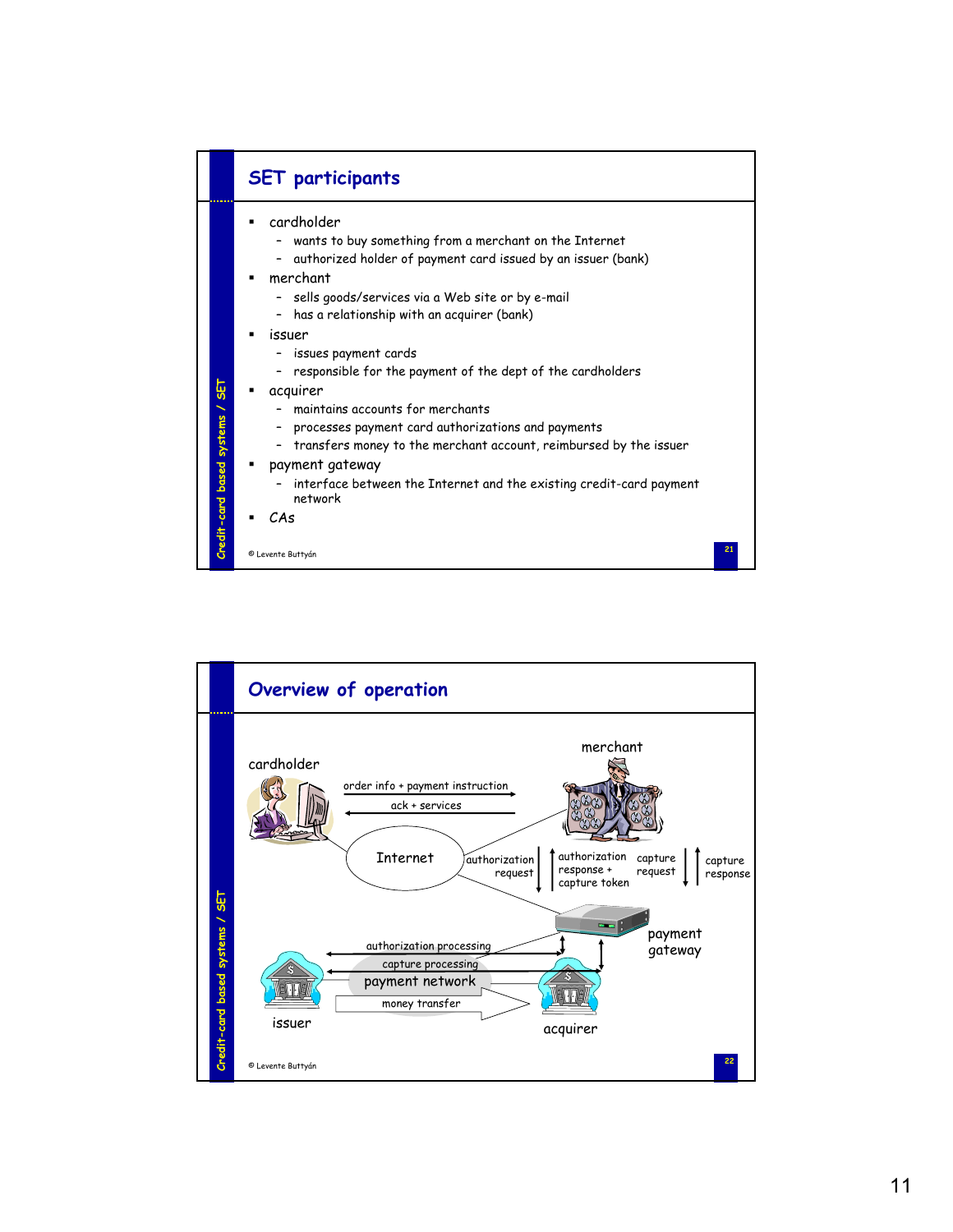## SET participants

- cardholder
  - wants to buy something from a merchant on the Internet
  - authorized holder of payment card issued by an issuer (bank)
- merchant
  - sells goods/services via a Web site or by e-mail
  - has a relationship with an acquirer (bank)
- issuer
  - issues payment cards
  - responsible for the payment of the dept of the cardholders
- acquirer
  - maintains accounts for merchants
  - processes payment card authorizations and payments
  - transfers money to the merchant account, reimbursed by the issuer
- payment gateway
  - interface between the Internet and the existing credit-card payment network
- CAs

© Levente Buttyán

## Overview of operation

cardholder

order info + payment instruction

ack + services

merchant

Internet

authorization request

authorization response + capture token

capture request

capture response

payment gateway

authorization processing

capture processing

payment network

money transfer

issuer

acquirer

© Levente Buttyán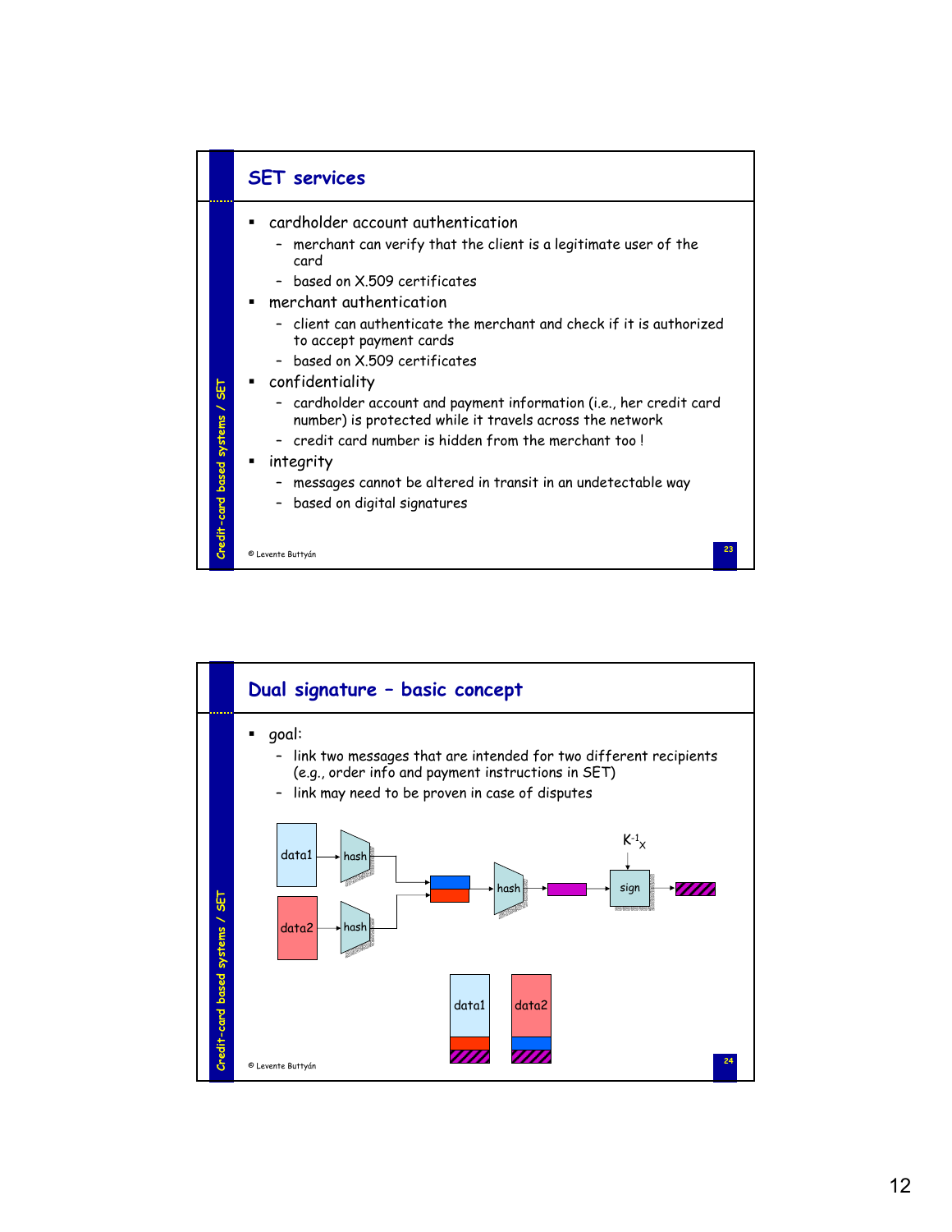## SET services

- cardholder account authentication
  - merchant can verify that the client is a legitimate user of the card
  - based on X.509 certificates
- merchant authentication
  - client can authenticate the merchant and check if it is authorized to accept payment cards
  - based on X.509 certificates
- confidentiality
  - cardholder account and payment information (i.e., her credit card number) is protected while it travels across the network
  - credit card number is hidden from the merchant too !
- integrity
  - messages cannot be altered in transit in an undetectable way
  - based on digital signatures

© Levente Buttyán

## Dual signature – basic concept

- goal:
  - link two messages that are intended for two different recipients (e.g., order info and payment instructions in SET)
  - link may need to be proven in case of disputes

data1 → hash; data2 → hash; → hash → sign ($K^{-1}_X$)

data1 | data2

© Levente Buttyán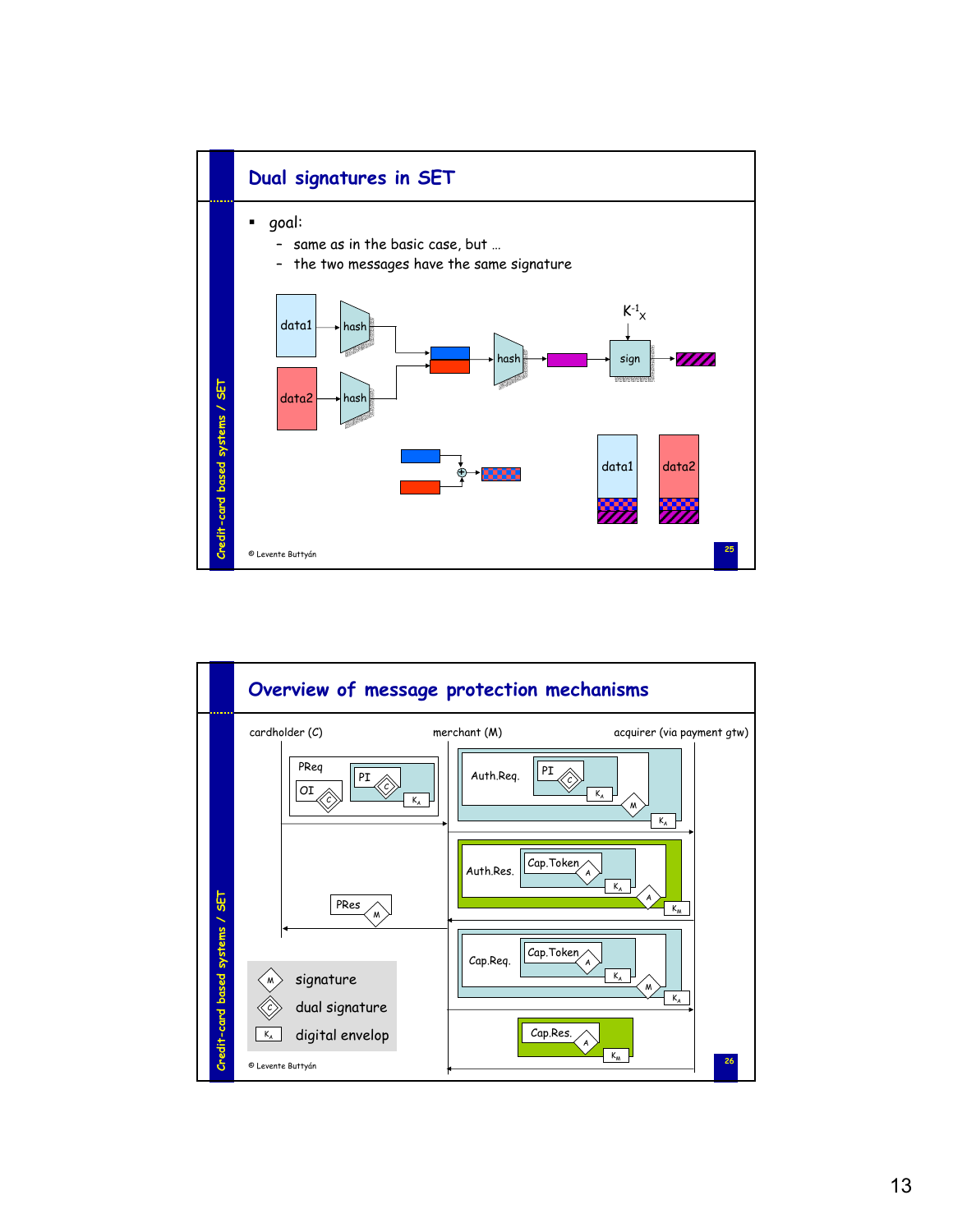## Dual signatures in SET

- goal:
  - same as in the basic case, but …
  - the two messages have the same signature

data1 → hash; data2 → hash; hash → sign ($K^{-1}_X$)

data1, data2

© Levente Buttyán

## Overview of message protection mechanisms

cardholder (C) | merchant (M) | acquirer (via payment gtw)

PReq: OI, PI, $K_A$

Auth.Req.: PI, $K_A$, M, $K_A$

Auth.Res.: Cap.Token, A, $K_A$, A, $K_M$

PRes: M

Cap.Req.: Cap.Token, A, $K_A$, M, $K_A$

Cap.Res.: A, $K_M$

- signature
- dual signature
- digital envelop

© Levente Buttyán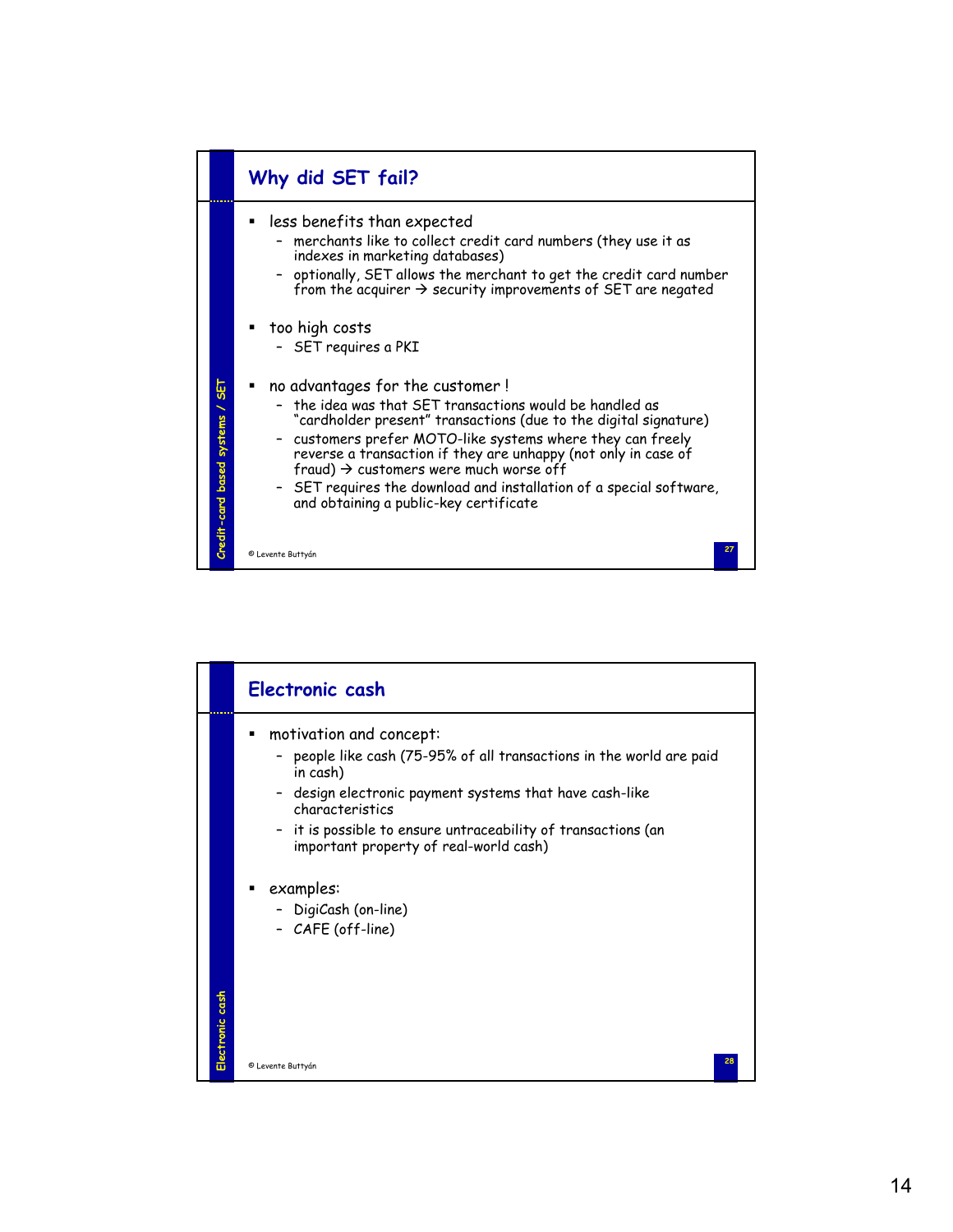## Why did SET fail?

- less benefits than expected
  - merchants like to collect credit card numbers (they use it as indexes in marketing databases)
  - optionally, SET allows the merchant to get the credit card number from the acquirer → security improvements of SET are negated
- too high costs
  - SET requires a PKI
- no advantages for the customer !
  - the idea was that SET transactions would be handled as "cardholder present" transactions (due to the digital signature)
  - customers prefer MOTO-like systems where they can freely reverse a transaction if they are unhappy (not only in case of fraud) → customers were much worse off
  - SET requires the download and installation of a special software, and obtaining a public-key certificate

## Electronic cash

- motivation and concept:
  - people like cash (75-95% of all transactions in the world are paid in cash)
  - design electronic payment systems that have cash-like characteristics
  - it is possible to ensure untraceability of transactions (an important property of real-world cash)
- examples:
  - DigiCash (on-line)
  - CAFE (off-line)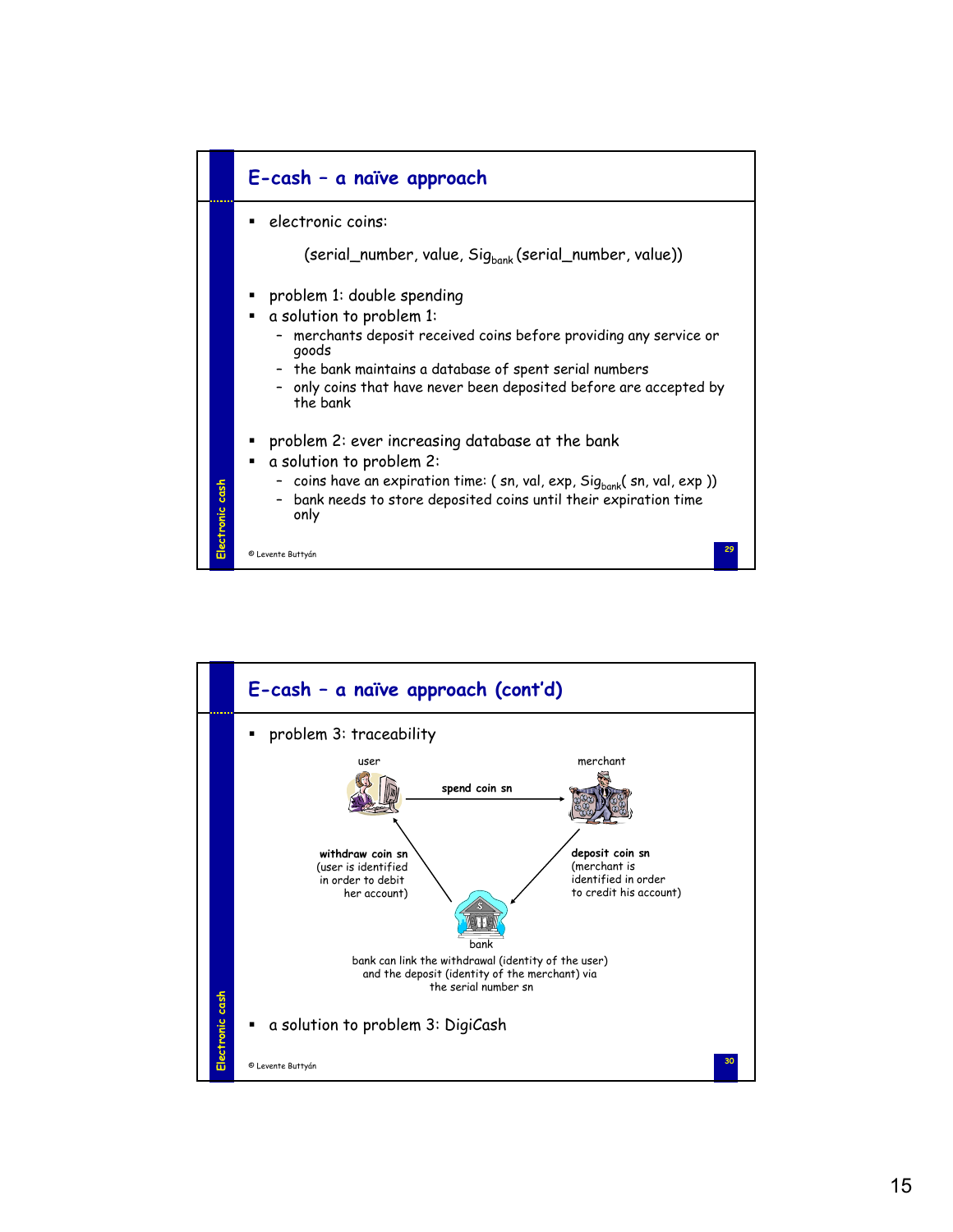## E-cash – a naïve approach

- electronic coins:

  (serial_number, value, $Sig_{bank}$(serial_number, value))

- problem 1: double spending
- a solution to problem 1:
  - merchants deposit received coins before providing any service or goods
  - the bank maintains a database of spent serial numbers
  - only coins that have never been deposited before are accepted by the bank
- problem 2: ever increasing database at the bank
- a solution to problem 2:
  - coins have an expiration time: ( sn, val, exp, $Sig_{bank}$( sn, val, exp ))
  - bank needs to store deposited coins until their expiration time only

## E-cash – a naïve approach (cont'd)

- problem 3: traceability

user — **spend coin sn** → merchant

**withdraw coin sn** (user is identified in order to debit her account)

**deposit coin sn** (merchant is identified in order to credit his account)

bank

bank can link the withdrawal (identity of the user) and the deposit (identity of the merchant) via the serial number sn

- a solution to problem 3: DigiCash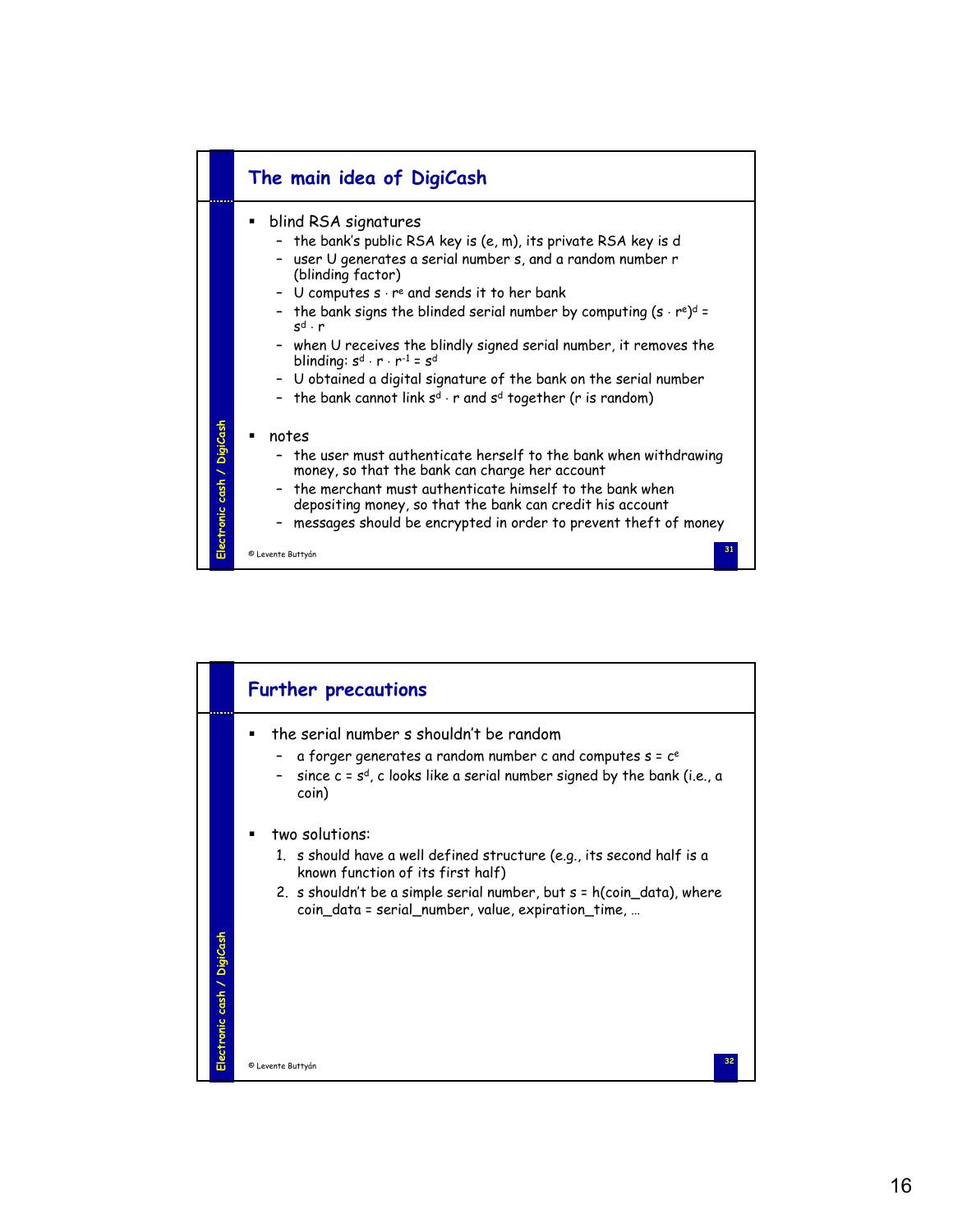## The main idea of DigiCash

- blind RSA signatures
  - the bank's public RSA key is $(e, m)$, its private RSA key is $d$
  - user U generates a serial number $s$, and a random number $r$ (blinding factor)
  - U computes $s \cdot r^e$ and sends it to her bank
  - the bank signs the blinded serial number by computing $(s \cdot r^e)^d = s^d \cdot r$
  - when U receives the blindly signed serial number, it removes the blinding: $s^d \cdot r \cdot r^{-1} = s^d$
  - U obtained a digital signature of the bank on the serial number
  - the bank cannot link $s^d \cdot r$ and $s^d$ together ($r$ is random)

- notes
  - the user must authenticate herself to the bank when withdrawing money, so that the bank can charge her account
  - the merchant must authenticate himself to the bank when depositing money, so that the bank can credit his account
  - messages should be encrypted in order to prevent theft of money

## Further precautions

- the serial number $s$ shouldn't be random
  - a forger generates a random number $c$ and computes $s = c^e$
  - since $c = s^d$, $c$ looks like a serial number signed by the bank (i.e., a coin)

- two solutions:
  1. $s$ should have a well defined structure (e.g., its second half is a known function of its first half)
  2. $s$ shouldn't be a simple serial number, but $s = h(\text{coin\_data})$, where coin_data = serial_number, value, expiration_time, …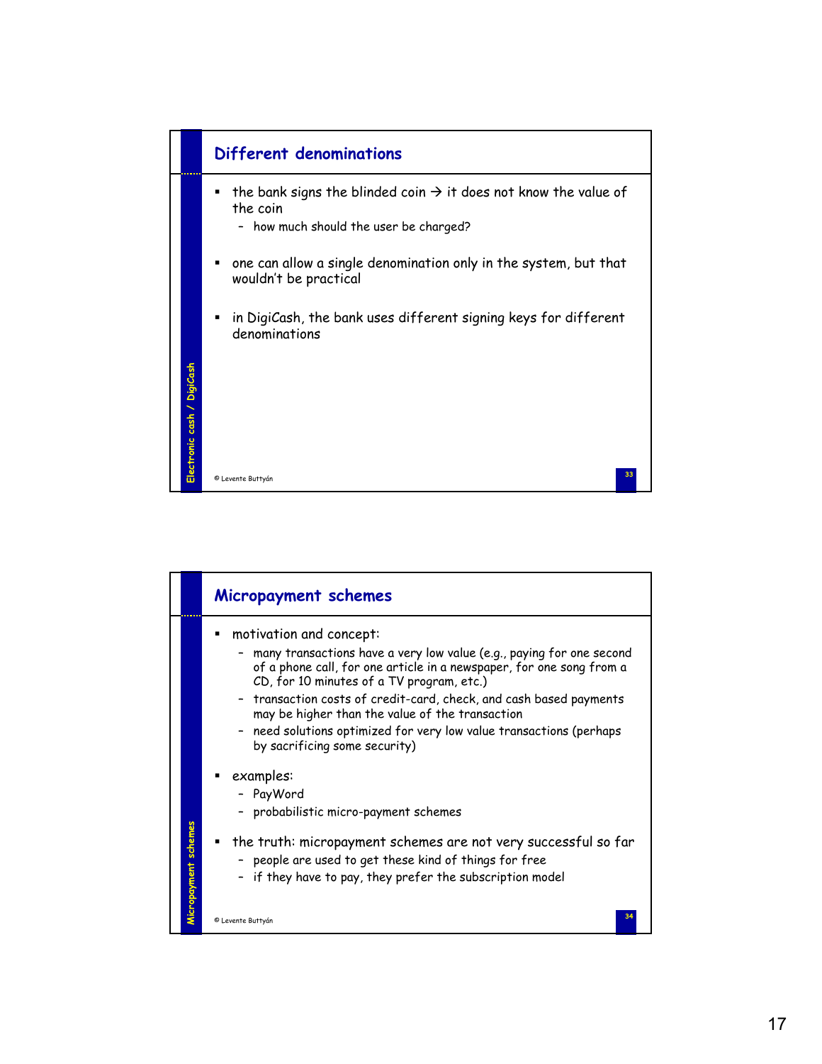## Different denominations

- the bank signs the blinded coin → it does not know the value of the coin
  - how much should the user be charged?
- one can allow a single denomination only in the system, but that wouldn't be practical
- in DigiCash, the bank uses different signing keys for different denominations

© Levente Buttyán

## Micropayment schemes

- motivation and concept:
  - many transactions have a very low value (e.g., paying for one second of a phone call, for one article in a newspaper, for one song from a CD, for 10 minutes of a TV program, etc.)
  - transaction costs of credit-card, check, and cash based payments may be higher than the value of the transaction
  - need solutions optimized for very low value transactions (perhaps by sacrificing some security)
- examples:
  - PayWord
  - probabilistic micro-payment schemes
- the truth: micropayment schemes are not very successful so far
  - people are used to get these kind of things for free
  - if they have to pay, they prefer the subscription model

© Levente Buttyán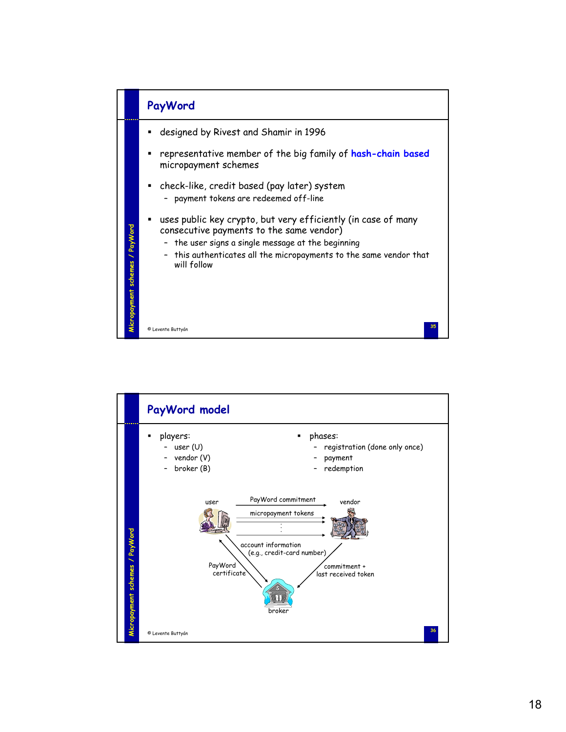## PayWord

- designed by Rivest and Shamir in 1996
- representative member of the big family of **hash-chain based** micropayment schemes
- check-like, credit based (pay later) system
  - payment tokens are redeemed off-line
- uses public key crypto, but very efficiently (in case of many consecutive payments to the same vendor)
  - the user signs a single message at the beginning
  - this authenticates all the micropayments to the same vendor that will follow

## PayWord model

- players:
  - user (U)
  - vendor (V)
  - broker (B)
- phases:
  - registration (done only once)
  - payment
  - redemption

user → vendor: PayWord commitment

user → vendor: micropayment tokens

user → broker: account information (e.g., credit-card number)

broker → user: PayWord certificate

vendor → broker: commitment + last received token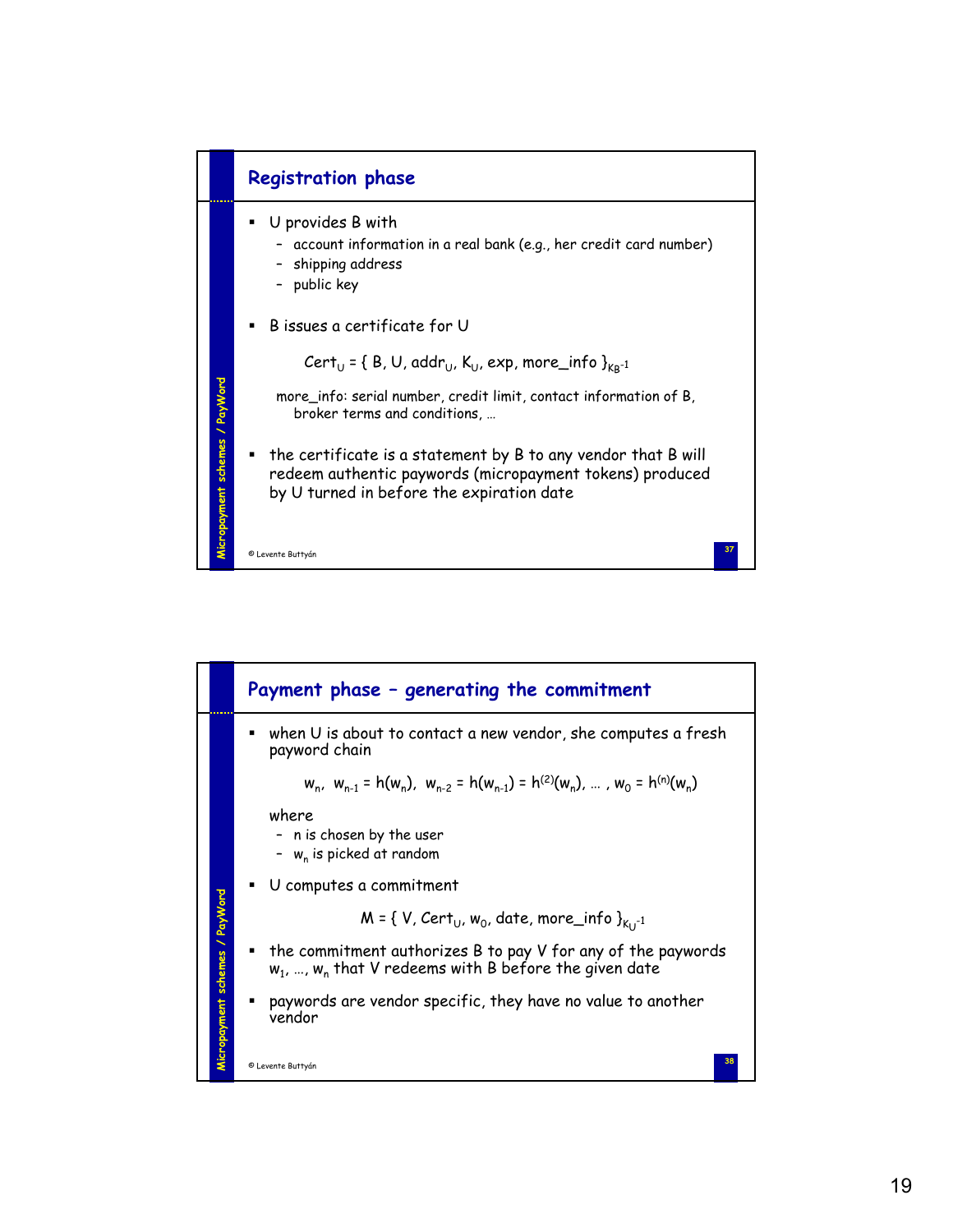## Registration phase

- U provides B with
  - account information in a real bank (e.g., her credit card number)
  - shipping address
  - public key
- B issues a certificate for U

  $\text{Cert}_U = \{ B, U, \text{addr}_U, K_U, \text{exp}, \text{more\_info} \}_{K_B^{-1}}$

  more_info: serial number, credit limit, contact information of B, broker terms and conditions, …

- the certificate is a statement by B to any vendor that B will redeem authentic paywords (micropayment tokens) produced by U turned in before the expiration date

## Payment phase – generating the commitment

- when U is about to contact a new vendor, she computes a fresh payword chain

  $w_n,\ w_{n-1} = h(w_n),\ w_{n-2} = h(w_{n-1}) = h^{(2)}(w_n), \ldots, w_0 = h^{(n)}(w_n)$

  where
  - n is chosen by the user
  - $w_n$ is picked at random
- U computes a commitment

  $M = \{ V, \text{Cert}_U, w_0, \text{date}, \text{more\_info} \}_{K_U^{-1}}$

- the commitment authorizes B to pay V for any of the paywords $w_1, \ldots, w_n$ that V redeems with B before the given date
- paywords are vendor specific, they have no value to another vendor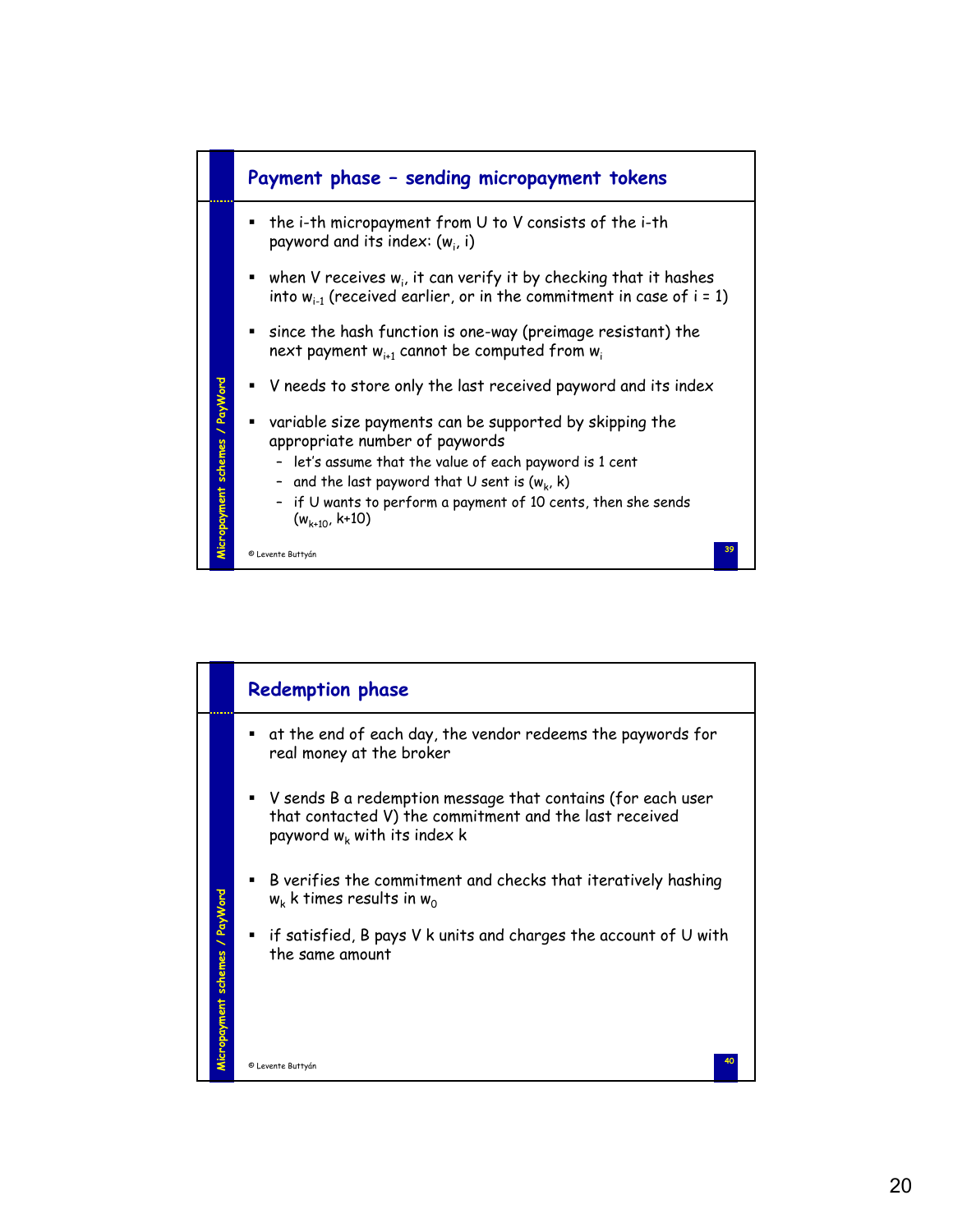## Payment phase – sending micropayment tokens

- the i-th micropayment from U to V consists of the i-th payword and its index: ($w_i$, i)
- when V receives $w_i$, it can verify it by checking that it hashes into $w_{i-1}$ (received earlier, or in the commitment in case of i = 1)
- since the hash function is one-way (preimage resistant) the next payment $w_{i+1}$ cannot be computed from $w_i$
- V needs to store only the last received payword and its index
- variable size payments can be supported by skipping the appropriate number of paywords
  - let's assume that the value of each payword is 1 cent
  - and the last payword that U sent is ($w_k$, k)
  - if U wants to perform a payment of 10 cents, then she sends ($w_{k+10}$, k+10)

## Redemption phase

- at the end of each day, the vendor redeems the paywords for real money at the broker
- V sends B a redemption message that contains (for each user that contacted V) the commitment and the last received payword $w_k$ with its index k
- B verifies the commitment and checks that iteratively hashing $w_k$ k times results in $w_0$
- if satisfied, B pays V k units and charges the account of U with the same amount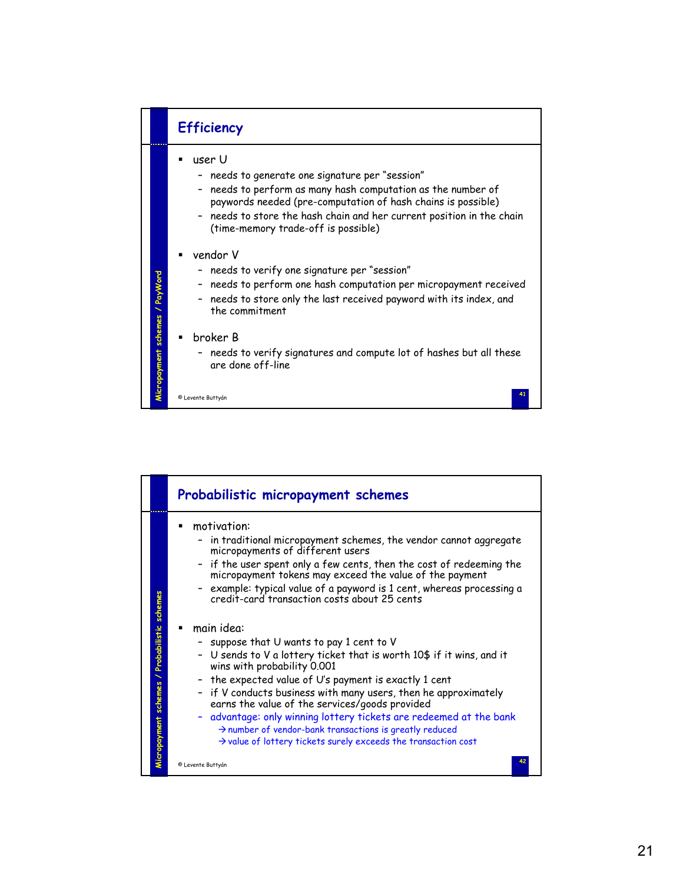## Efficiency

- user U
  - needs to generate one signature per "session"
  - needs to perform as many hash computation as the number of paywords needed (pre-computation of hash chains is possible)
  - needs to store the hash chain and her current position in the chain (time-memory trade-off is possible)
- vendor V
  - needs to verify one signature per "session"
  - needs to perform one hash computation per micropayment received
  - needs to store only the last received payword with its index, and the commitment
- broker B
  - needs to verify signatures and compute lot of hashes but all these are done off-line

© Levente Buttyán

## Probabilistic micropayment schemes

- motivation:
  - in traditional micropayment schemes, the vendor cannot aggregate micropayments of different users
  - if the user spent only a few cents, then the cost of redeeming the micropayment tokens may exceed the value of the payment
  - example: typical value of a payword is 1 cent, whereas processing a credit-card transaction costs about 25 cents
- main idea:
  - suppose that U wants to pay 1 cent to V
  - U sends to V a lottery ticket that is worth 10$ if it wins, and it wins with probability 0.001
  - the expected value of U's payment is exactly 1 cent
  - if V conducts business with many users, then he approximately earns the value of the services/goods provided
  - advantage: only winning lottery tickets are redeemed at the bank
    - → number of vendor-bank transactions is greatly reduced
    - → value of lottery tickets surely exceeds the transaction cost

© Levente Buttyán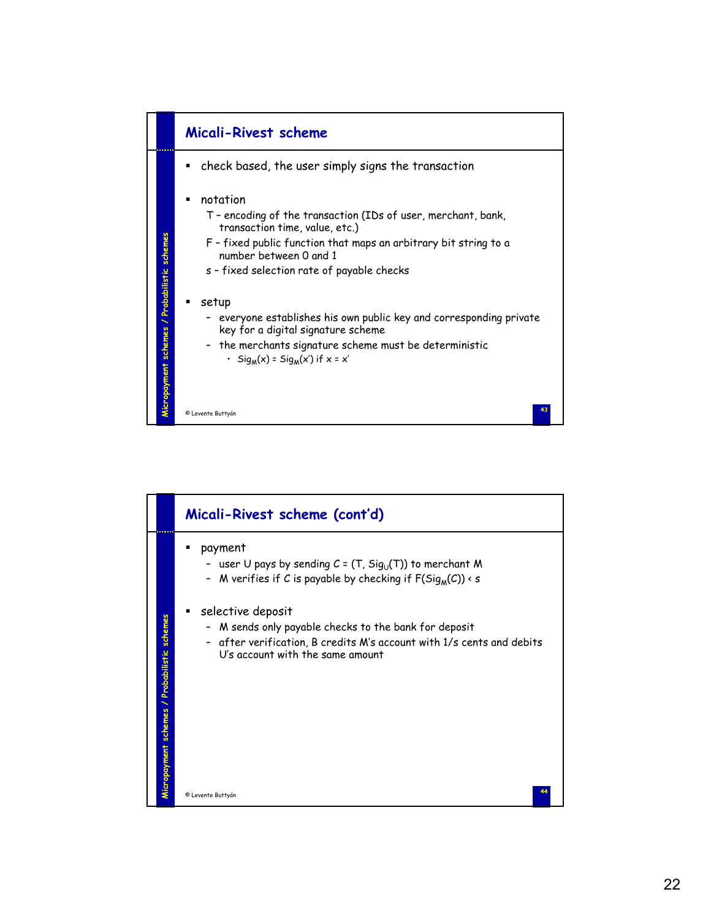## Micali-Rivest scheme

- check based, the user simply signs the transaction
- notation
  - T – encoding of the transaction (IDs of user, merchant, bank, transaction time, value, etc.)
  - F – fixed public function that maps an arbitrary bit string to a number between 0 and 1
  - s – fixed selection rate of payable checks
- setup
  - everyone establishes his own public key and corresponding private key for a digital signature scheme
  - the merchants signature scheme must be deterministic
    - $Sig_M(x) = Sig_M(x')$ if $x = x'$

## Micali-Rivest scheme (cont'd)

- payment
  - user U pays by sending $C = (T, Sig_U(T))$ to merchant M
  - M verifies if C is payable by checking if $F(Sig_M(C)) < s$
- selective deposit
  - M sends only payable checks to the bank for deposit
  - after verification, B credits M's account with 1/s cents and debits U's account with the same amount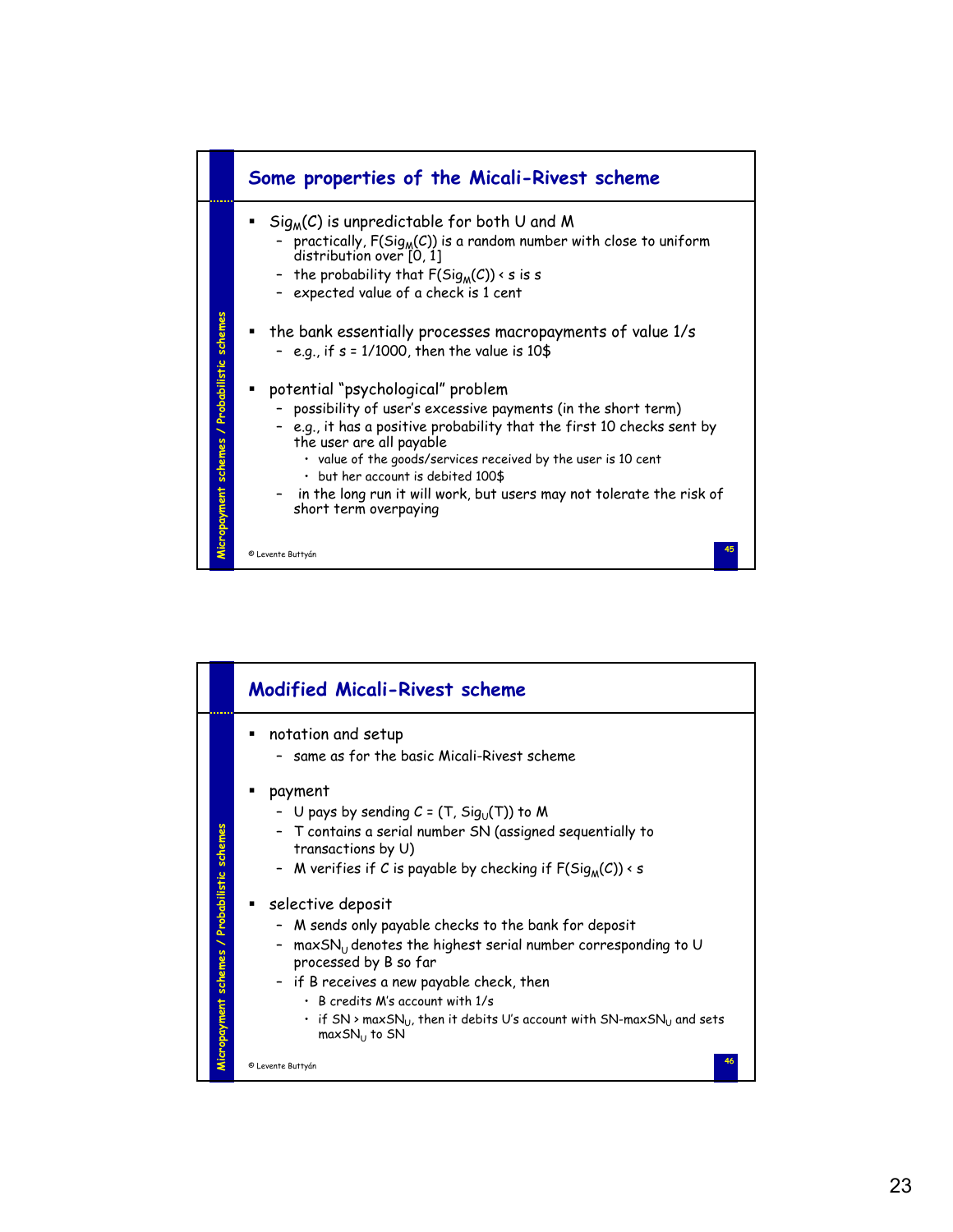## Some properties of the Micali-Rivest scheme

- $Sig_M(C)$ is unpredictable for both U and M
  - practically, $F(Sig_M(C))$ is a random number with close to uniform distribution over [0, 1]
  - the probability that $F(Sig_M(C)) < s$ is s
  - expected value of a check is 1 cent
- the bank essentially processes macropayments of value 1/s
  - e.g., if s = 1/1000, then the value is 10$
- potential "psychological" problem
  - possibility of user's excessive payments (in the short term)
  - e.g., it has a positive probability that the first 10 checks sent by the user are all payable
    - value of the goods/services received by the user is 10 cent
    - but her account is debited 100$
  - in the long run it will work, but users may not tolerate the risk of short term overpaying

© Levente Buttyán

## Modified Micali-Rivest scheme

- notation and setup
  - same as for the basic Micali-Rivest scheme
- payment
  - U pays by sending $C = (T, Sig_U(T))$ to M
  - T contains a serial number SN (assigned sequentially to transactions by U)
  - M verifies if C is payable by checking if $F(Sig_M(C)) < s$
- selective deposit
  - M sends only payable checks to the bank for deposit
  - $maxSN_U$ denotes the highest serial number corresponding to U processed by B so far
  - if B receives a new payable check, then
    - B credits M's account with 1/s
    - if $SN > maxSN_U$, then it debits U's account with $SN-maxSN_U$ and sets $maxSN_U$ to SN

© Levente Buttyán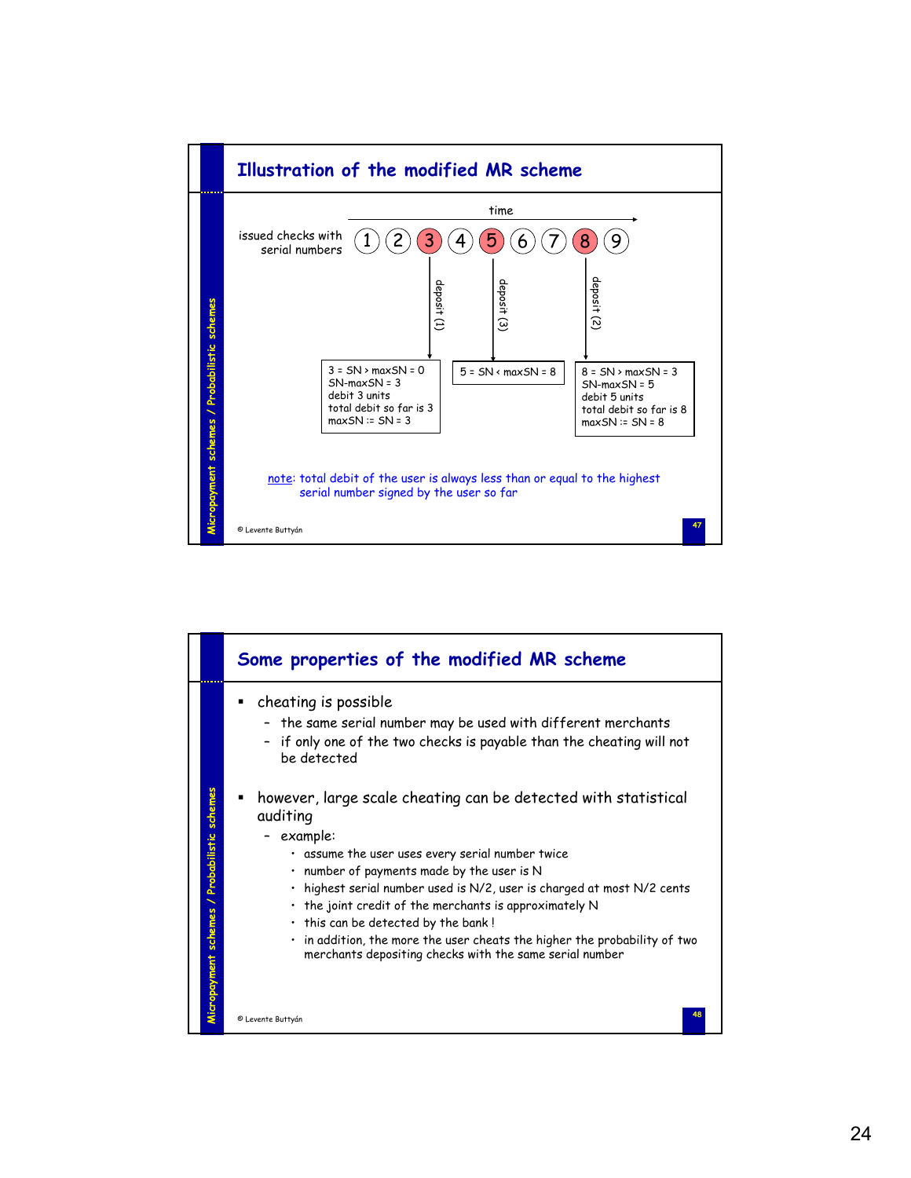## Illustration of the modified MR scheme

time →

issued checks with serial numbers: 1 2 **3** 4 **5** 6 7 **8** 9

deposit (1) → check 3:
3 = SN > maxSN = 0
SN-maxSN = 3
debit 3 units
total debit so far is 3
maxSN := SN = 3

deposit (3) → check 5:
5 = SN < maxSN = 8

deposit (2) → check 8:
8 = SN > maxSN = 3
SN-maxSN = 5
debit 5 units
total debit so far is 8
maxSN := SN = 8

note: total debit of the user is always less than or equal to the highest serial number signed by the user so far

## Some properties of the modified MR scheme

- cheating is possible
  - the same serial number may be used with different merchants
  - if only one of the two checks is payable than the cheating will not be detected
- however, large scale cheating can be detected with statistical auditing
  - example:
    - assume the user uses every serial number twice
    - number of payments made by the user is N
    - highest serial number used is N/2, user is charged at most N/2 cents
    - the joint credit of the merchants is approximately N
    - this can be detected by the bank !
    - in addition, the more the user cheats the higher the probability of two merchants depositing checks with the same serial number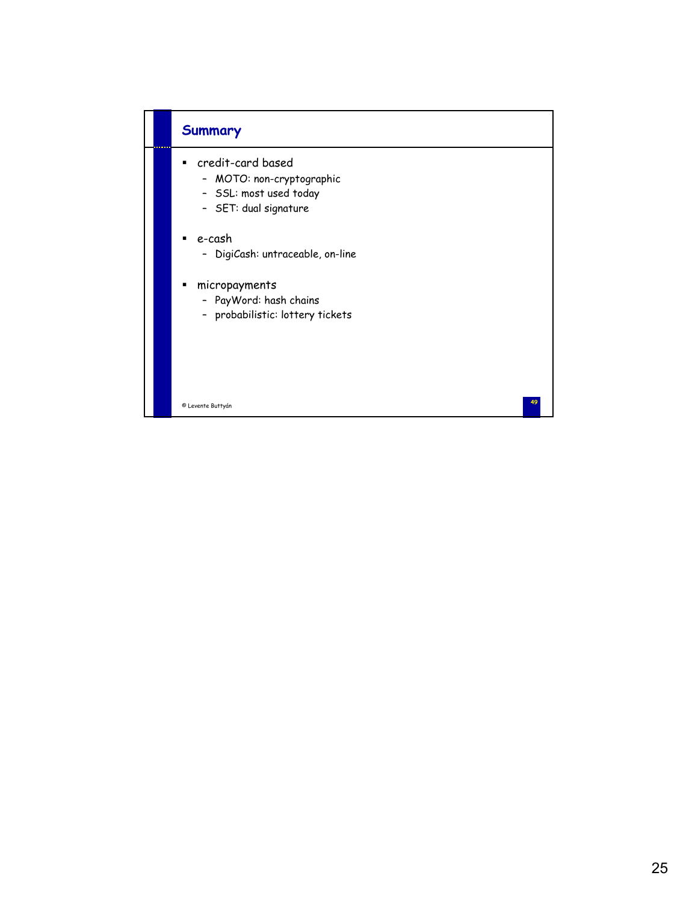## Summary

- credit-card based
  - MOTO: non-cryptographic
  - SSL: most used today
  - SET: dual signature
- e-cash
  - DigiCash: untraceable, on-line
- micropayments
  - PayWord: hash chains
  - probabilistic: lottery tickets

© Levente Buttyán